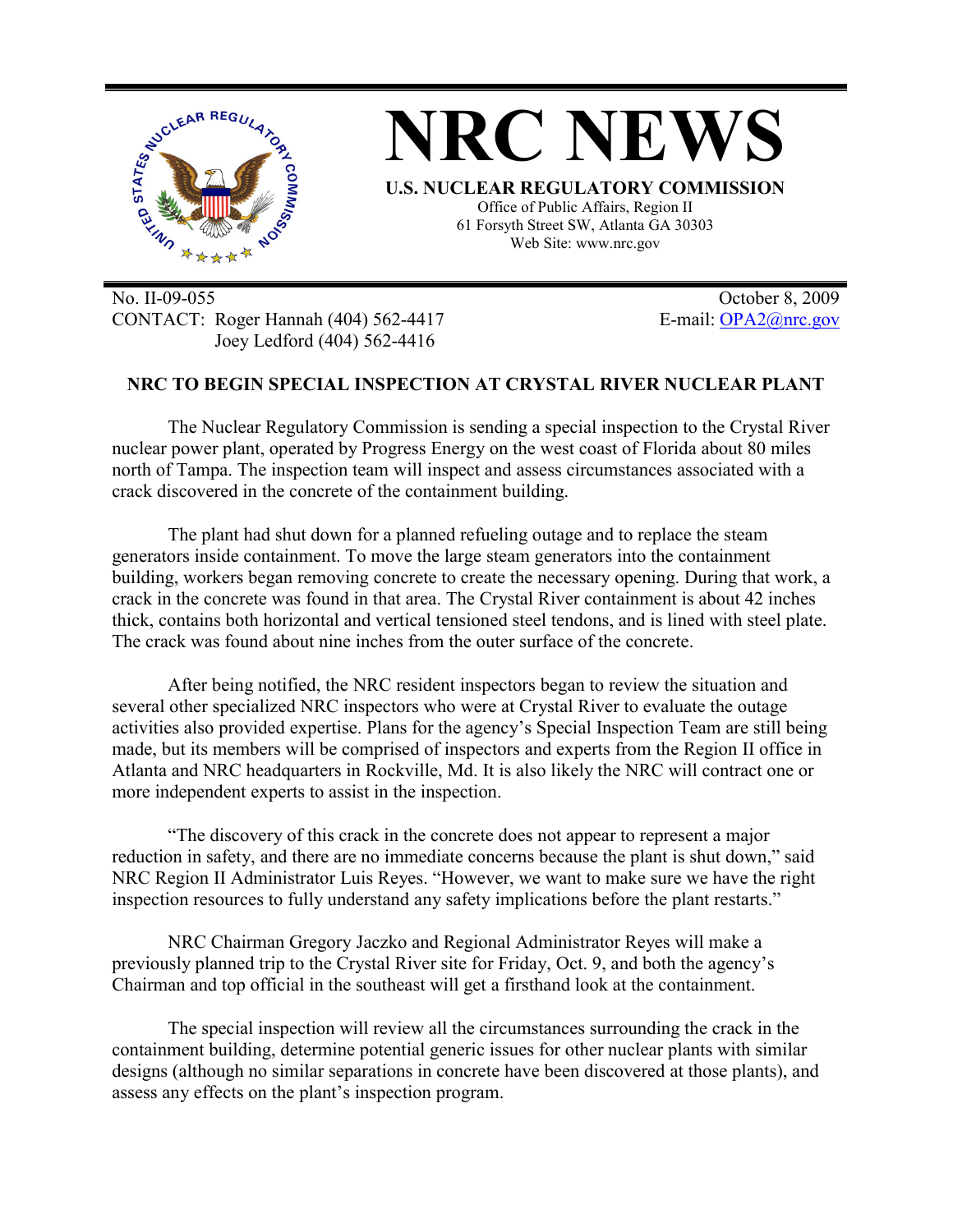# NRC NEWS

**U.S. NUCLEAR REGULATORY COMMISSION**

Office of Public Affairs, Region II
61 Forsyth Street SW, Atlanta GA 30303
Web Site: www.nrc.gov

No. II-09-055
CONTACT: Roger Hannah (404) 562-4417
Joey Ledford (404) 562-4416

October 8, 2009
E-mail: OPA2@nrc.gov

## NRC TO BEGIN SPECIAL INSPECTION AT CRYSTAL RIVER NUCLEAR PLANT

The Nuclear Regulatory Commission is sending a special inspection to the Crystal River nuclear power plant, operated by Progress Energy on the west coast of Florida about 80 miles north of Tampa. The inspection team will inspect and assess circumstances associated with a crack discovered in the concrete of the containment building.

The plant had shut down for a planned refueling outage and to replace the steam generators inside containment. To move the large steam generators into the containment building, workers began removing concrete to create the necessary opening. During that work, a crack in the concrete was found in that area. The Crystal River containment is about 42 inches thick, contains both horizontal and vertical tensioned steel tendons, and is lined with steel plate. The crack was found about nine inches from the outer surface of the concrete.

After being notified, the NRC resident inspectors began to review the situation and several other specialized NRC inspectors who were at Crystal River to evaluate the outage activities also provided expertise. Plans for the agency's Special Inspection Team are still being made, but its members will be comprised of inspectors and experts from the Region II office in Atlanta and NRC headquarters in Rockville, Md. It is also likely the NRC will contract one or more independent experts to assist in the inspection.

"The discovery of this crack in the concrete does not appear to represent a major reduction in safety, and there are no immediate concerns because the plant is shut down," said NRC Region II Administrator Luis Reyes. "However, we want to make sure we have the right inspection resources to fully understand any safety implications before the plant restarts."

NRC Chairman Gregory Jaczko and Regional Administrator Reyes will make a previously planned trip to the Crystal River site for Friday, Oct. 9, and both the agency's Chairman and top official in the southeast will get a firsthand look at the containment.

The special inspection will review all the circumstances surrounding the crack in the containment building, determine potential generic issues for other nuclear plants with similar designs (although no similar separations in concrete have been discovered at those plants), and assess any effects on the plant's inspection program.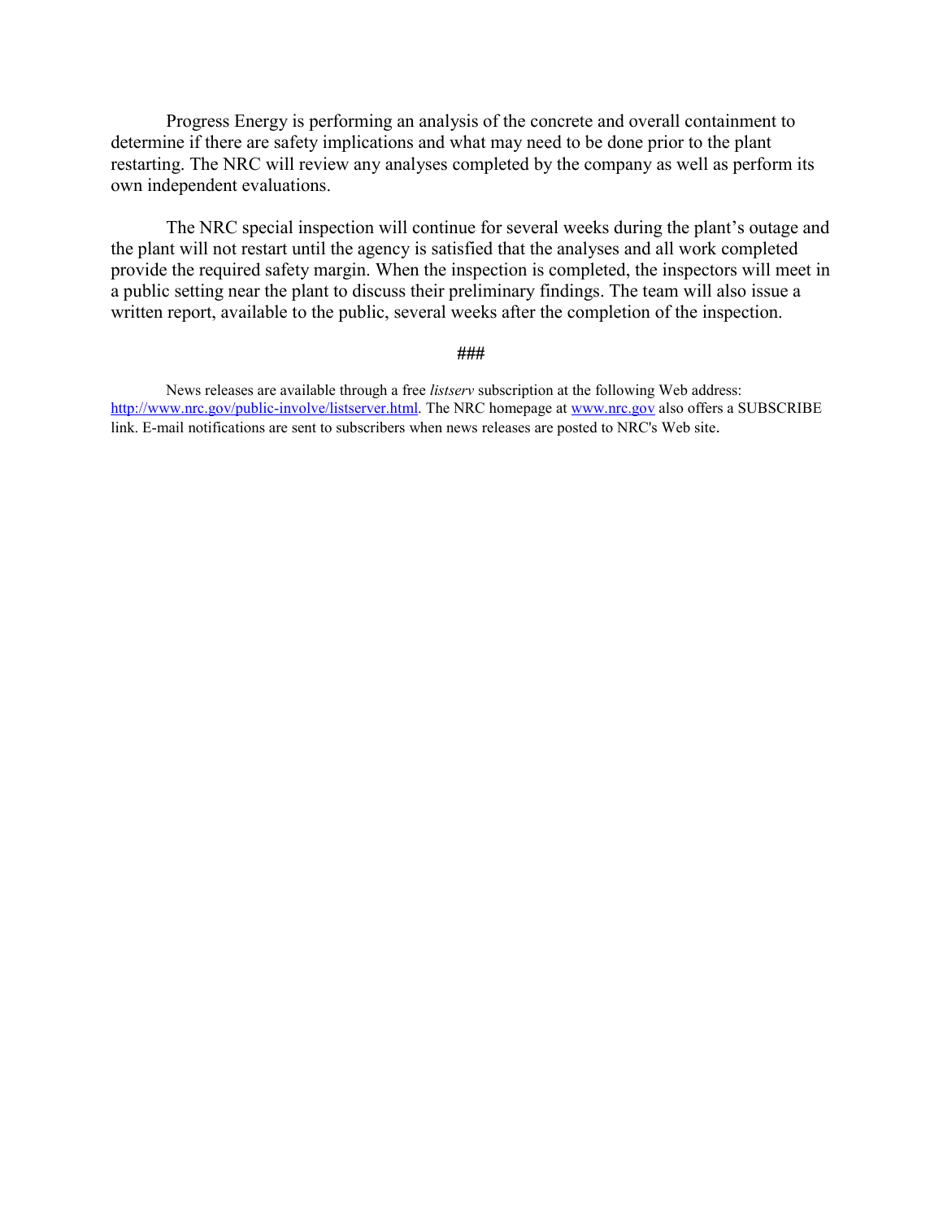Progress Energy is performing an analysis of the concrete and overall containment to determine if there are safety implications and what may need to be done prior to the plant restarting. The NRC will review any analyses completed by the company as well as perform its own independent evaluations.

The NRC special inspection will continue for several weeks during the plant's outage and the plant will not restart until the agency is satisfied that the analyses and all work completed provide the required safety margin. When the inspection is completed, the inspectors will meet in a public setting near the plant to discuss their preliminary findings. The team will also issue a written report, available to the public, several weeks after the completion of the inspection.

###

News releases are available through a free *listserv* subscription at the following Web address: [http://www.nrc.gov/public-involve/listserver.html](http://www.nrc.gov/public-involve/listserver.html). The NRC homepage at [www.nrc.gov](http://www.nrc.gov) also offers a SUBSCRIBE link. E-mail notifications are sent to subscribers when news releases are posted to NRC's Web site.